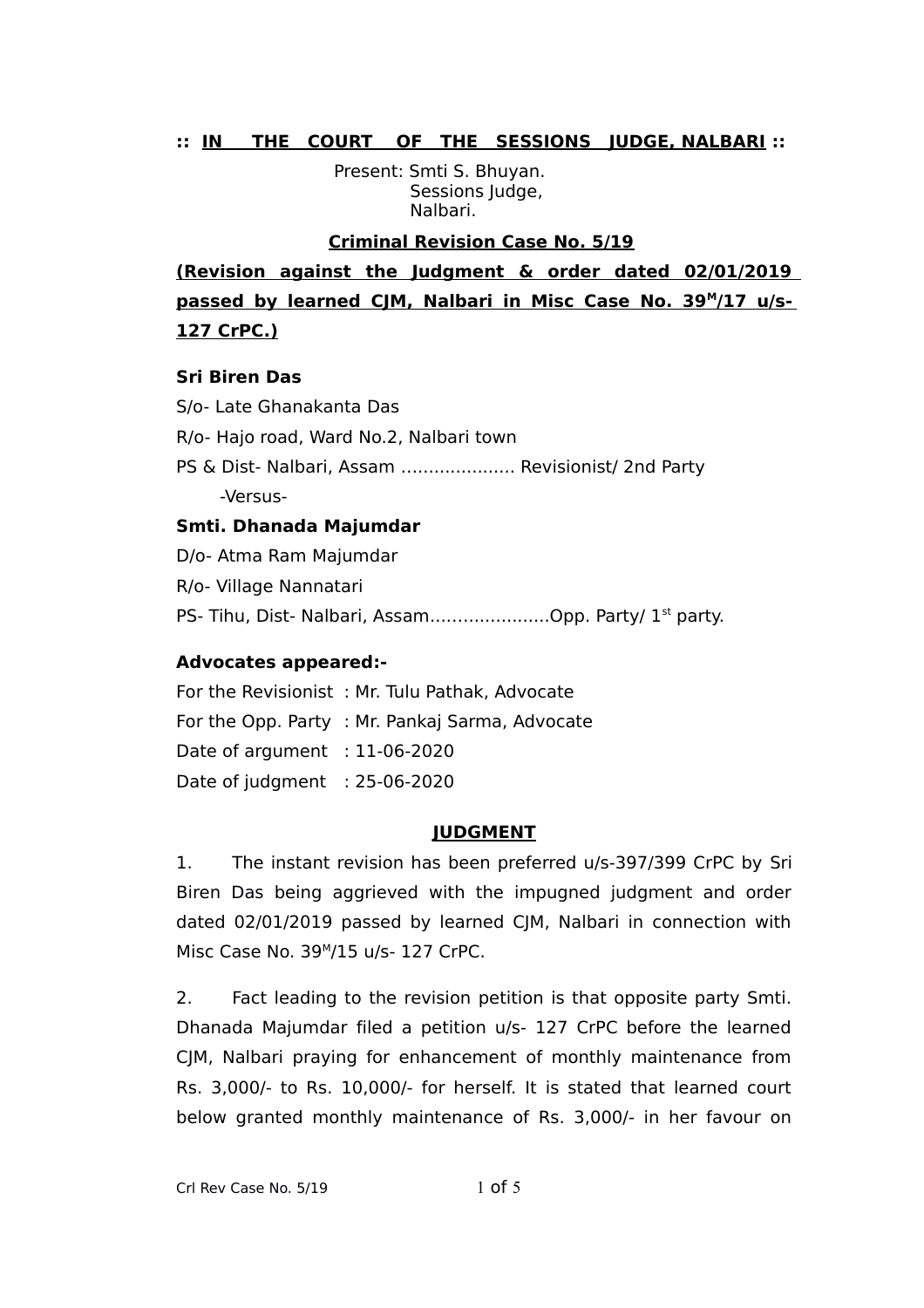**:: IN THE COURT OF THE SESSIONS JUDGE, NALBARI ::**

Present: Smti S. Bhuyan.
Sessions Judge,
Nalbari.

**Criminal Revision Case No. 5/19**

**(Revision against the Judgment & order dated 02/01/2019 passed by learned CJM, Nalbari in Misc Case No. 39[M]/17 u/s- 127 CrPC.)**

**Sri Biren Das**

S/o- Late Ghanakanta Das

R/o- Hajo road, Ward No.2, Nalbari town

PS & Dist- Nalbari, Assam ..................... Revisionist/ 2nd Party

-Versus-

**Smti. Dhanada Majumdar**

D/o- Atma Ram Majumdar

R/o- Village Nannatari

PS- Tihu, Dist- Nalbari, Assam......................Opp. Party/ 1st party.

**Advocates appeared:-**

For the Revisionist : Mr. Tulu Pathak, Advocate

For the Opp. Party : Mr. Pankaj Sarma, Advocate

Date of argument : 11-06-2020

Date of judgment : 25-06-2020

**JUDGMENT**

1. The instant revision has been preferred u/s-397/399 CrPC by Sri Biren Das being aggrieved with the impugned judgment and order dated 02/01/2019 passed by learned CJM, Nalbari in connection with Misc Case No. 39[M]/15 u/s- 127 CrPC.

2. Fact leading to the revision petition is that opposite party Smti. Dhanada Majumdar filed a petition u/s- 127 CrPC before the learned CJM, Nalbari praying for enhancement of monthly maintenance from Rs. 3,000/- to Rs. 10,000/- for herself. It is stated that learned court below granted monthly maintenance of Rs. 3,000/- in her favour on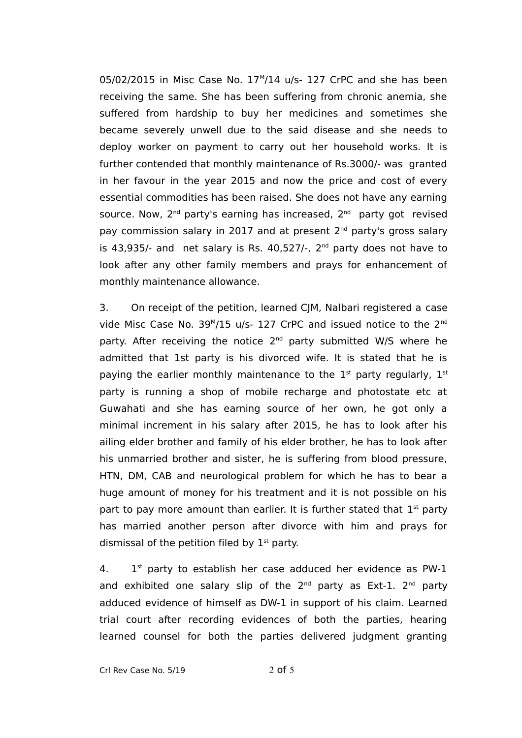05/02/2015 in Misc Case No. 17[M]/14 u/s- 127 CrPC and she has been receiving the same. She has been suffering from chronic anemia, she suffered from hardship to buy her medicines and sometimes she became severely unwell due to the said disease and she needs to deploy worker on payment to carry out her household works. It is further contended that monthly maintenance of Rs.3000/- was granted in her favour in the year 2015 and now the price and cost of every essential commodities has been raised. She does not have any earning source. Now, 2nd party's earning has increased, 2nd party got revised pay commission salary in 2017 and at present 2nd party's gross salary is 43,935/- and net salary is Rs. 40,527/-, 2nd party does not have to look after any other family members and prays for enhancement of monthly maintenance allowance.

3. On receipt of the petition, learned CJM, Nalbari registered a case vide Misc Case No. 39[M]/15 u/s- 127 CrPC and issued notice to the 2nd party. After receiving the notice 2nd party submitted W/S where he admitted that 1st party is his divorced wife. It is stated that he is paying the earlier monthly maintenance to the 1st party regularly, 1st party is running a shop of mobile recharge and photostate etc at Guwahati and she has earning source of her own, he got only a minimal increment in his salary after 2015, he has to look after his ailing elder brother and family of his elder brother, he has to look after his unmarried brother and sister, he is suffering from blood pressure, HTN, DM, CAB and neurological problem for which he has to bear a huge amount of money for his treatment and it is not possible on his part to pay more amount than earlier. It is further stated that 1st party has married another person after divorce with him and prays for dismissal of the petition filed by 1st party.

4. 1st party to establish her case adduced her evidence as PW-1 and exhibited one salary slip of the 2nd party as Ext-1. 2nd party adduced evidence of himself as DW-1 in support of his claim. Learned trial court after recording evidences of both the parties, hearing learned counsel for both the parties delivered judgment granting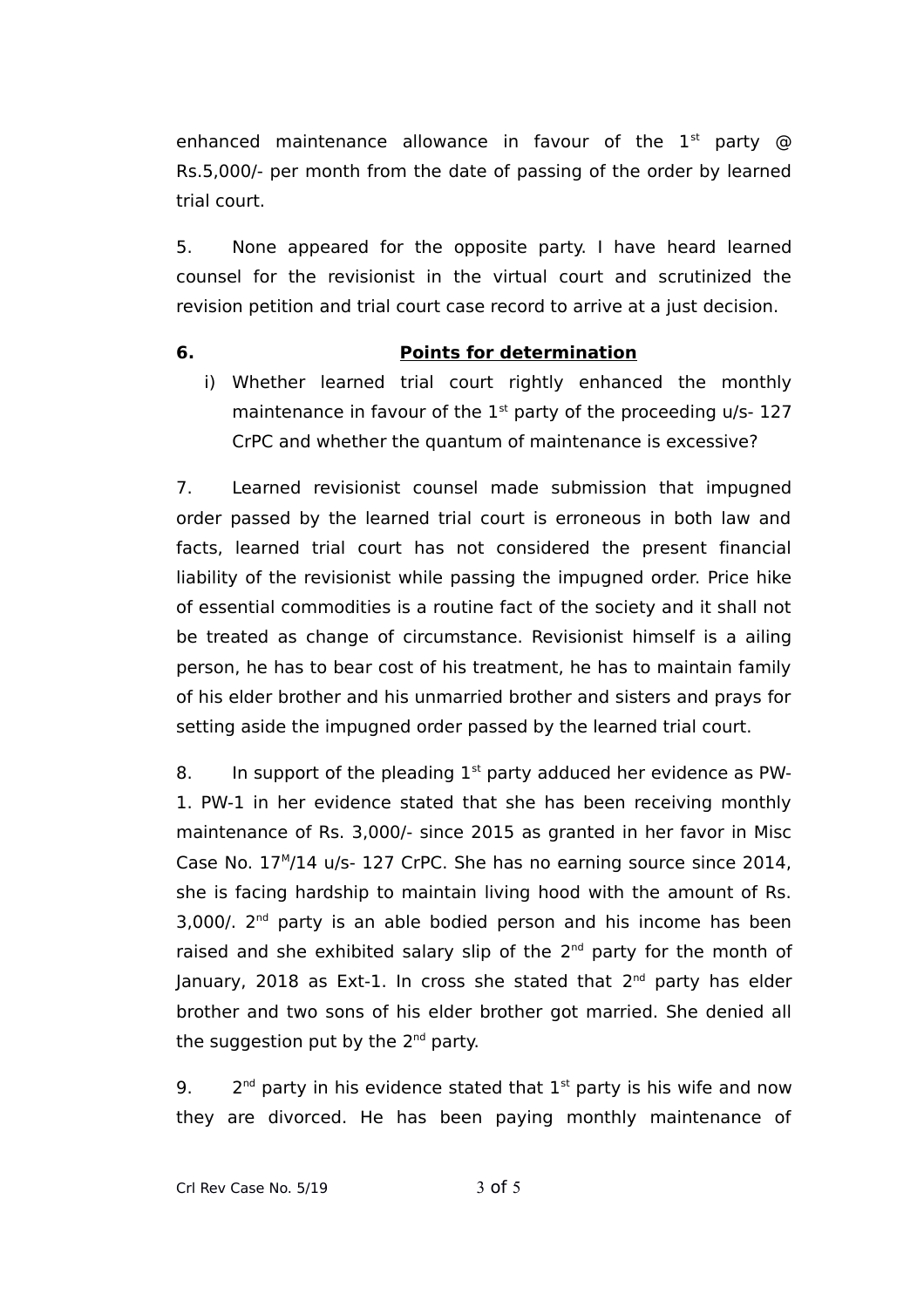enhanced maintenance allowance in favour of the 1st party @ Rs.5,000/- per month from the date of passing of the order by learned trial court.

5. None appeared for the opposite party. I have heard learned counsel for the revisionist in the virtual court and scrutinized the revision petition and trial court case record to arrive at a just decision.

**6. <u>Points for determination</u>**

i) Whether learned trial court rightly enhanced the monthly maintenance in favour of the 1st party of the proceeding u/s- 127 CrPC and whether the quantum of maintenance is excessive?

7. Learned revisionist counsel made submission that impugned order passed by the learned trial court is erroneous in both law and facts, learned trial court has not considered the present financial liability of the revisionist while passing the impugned order. Price hike of essential commodities is a routine fact of the society and it shall not be treated as change of circumstance. Revisionist himself is a ailing person, he has to bear cost of his treatment, he has to maintain family of his elder brother and his unmarried brother and sisters and prays for setting aside the impugned order passed by the learned trial court.

8. In support of the pleading 1st party adduced her evidence as PW-1. PW-1 in her evidence stated that she has been receiving monthly maintenance of Rs. 3,000/- since 2015 as granted in her favor in Misc Case No. 17M/14 u/s- 127 CrPC. She has no earning source since 2014, she is facing hardship to maintain living hood with the amount of Rs. 3,000/. 2nd party is an able bodied person and his income has been raised and she exhibited salary slip of the 2nd party for the month of January, 2018 as Ext-1. In cross she stated that 2nd party has elder brother and two sons of his elder brother got married. She denied all the suggestion put by the 2nd party.

9. 2nd party in his evidence stated that 1st party is his wife and now they are divorced. He has been paying monthly maintenance of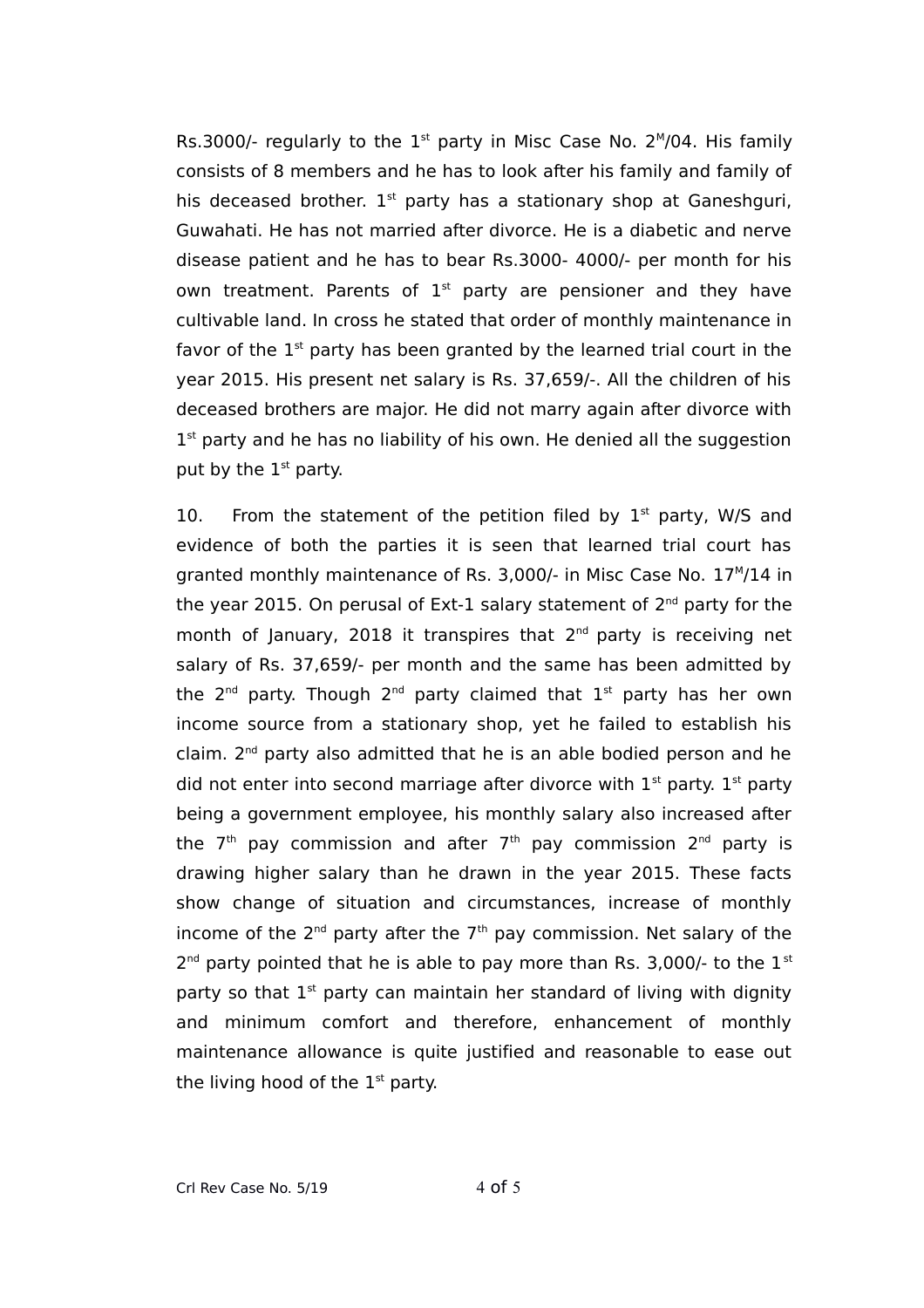Rs.3000/- regularly to the 1st party in Misc Case No. 2M/04. His family consists of 8 members and he has to look after his family and family of his deceased brother. 1st party has a stationary shop at Ganeshguri, Guwahati. He has not married after divorce. He is a diabetic and nerve disease patient and he has to bear Rs.3000- 4000/- per month for his own treatment. Parents of 1st party are pensioner and they have cultivable land. In cross he stated that order of monthly maintenance in favor of the 1st party has been granted by the learned trial court in the year 2015. His present net salary is Rs. 37,659/-. All the children of his deceased brothers are major. He did not marry again after divorce with 1st party and he has no liability of his own. He denied all the suggestion put by the 1st party.

10. From the statement of the petition filed by 1st party, W/S and evidence of both the parties it is seen that learned trial court has granted monthly maintenance of Rs. 3,000/- in Misc Case No. 17M/14 in the year 2015. On perusal of Ext-1 salary statement of 2nd party for the month of January, 2018 it transpires that 2nd party is receiving net salary of Rs. 37,659/- per month and the same has been admitted by the 2nd party. Though 2nd party claimed that 1st party has her own income source from a stationary shop, yet he failed to establish his claim. 2nd party also admitted that he is an able bodied person and he did not enter into second marriage after divorce with 1st party. 1st party being a government employee, his monthly salary also increased after the 7th pay commission and after 7th pay commission 2nd party is drawing higher salary than he drawn in the year 2015. These facts show change of situation and circumstances, increase of monthly income of the 2nd party after the 7th pay commission. Net salary of the 2nd party pointed that he is able to pay more than Rs. 3,000/- to the 1st party so that 1st party can maintain her standard of living with dignity and minimum comfort and therefore, enhancement of monthly maintenance allowance is quite justified and reasonable to ease out the living hood of the 1st party.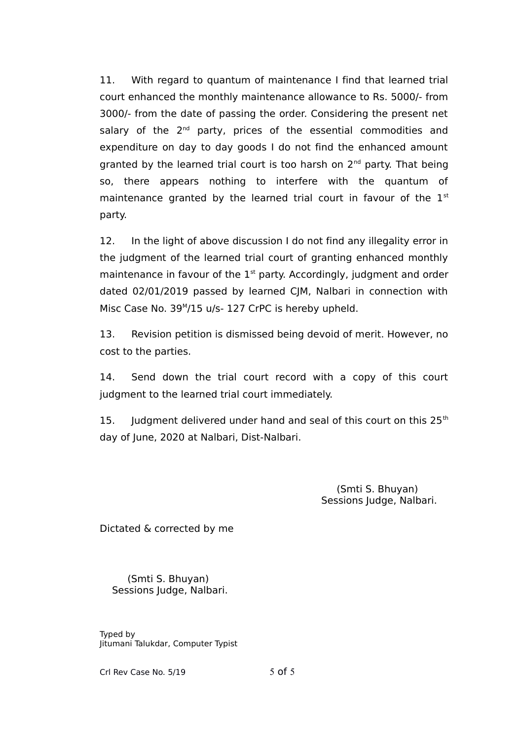11. With regard to quantum of maintenance I find that learned trial court enhanced the monthly maintenance allowance to Rs. 5000/- from 3000/- from the date of passing the order. Considering the present net salary of the 2nd party, prices of the essential commodities and expenditure on day to day goods I do not find the enhanced amount granted by the learned trial court is too harsh on 2nd party. That being so, there appears nothing to interfere with the quantum of maintenance granted by the learned trial court in favour of the 1st party.

12. In the light of above discussion I do not find any illegality error in the judgment of the learned trial court of granting enhanced monthly maintenance in favour of the 1st party. Accordingly, judgment and order dated 02/01/2019 passed by learned CJM, Nalbari in connection with Misc Case No. 39M/15 u/s- 127 CrPC is hereby upheld.

13. Revision petition is dismissed being devoid of merit. However, no cost to the parties.

14. Send down the trial court record with a copy of this court judgment to the learned trial court immediately.

15. Judgment delivered under hand and seal of this court on this 25th day of June, 2020 at Nalbari, Dist-Nalbari.

(Smti S. Bhuyan)
Sessions Judge, Nalbari.

Dictated & corrected by me

(Smti S. Bhuyan)
Sessions Judge, Nalbari.

Typed by
Jitumani Talukdar, Computer Typist

Crl Rev Case No. 5/19